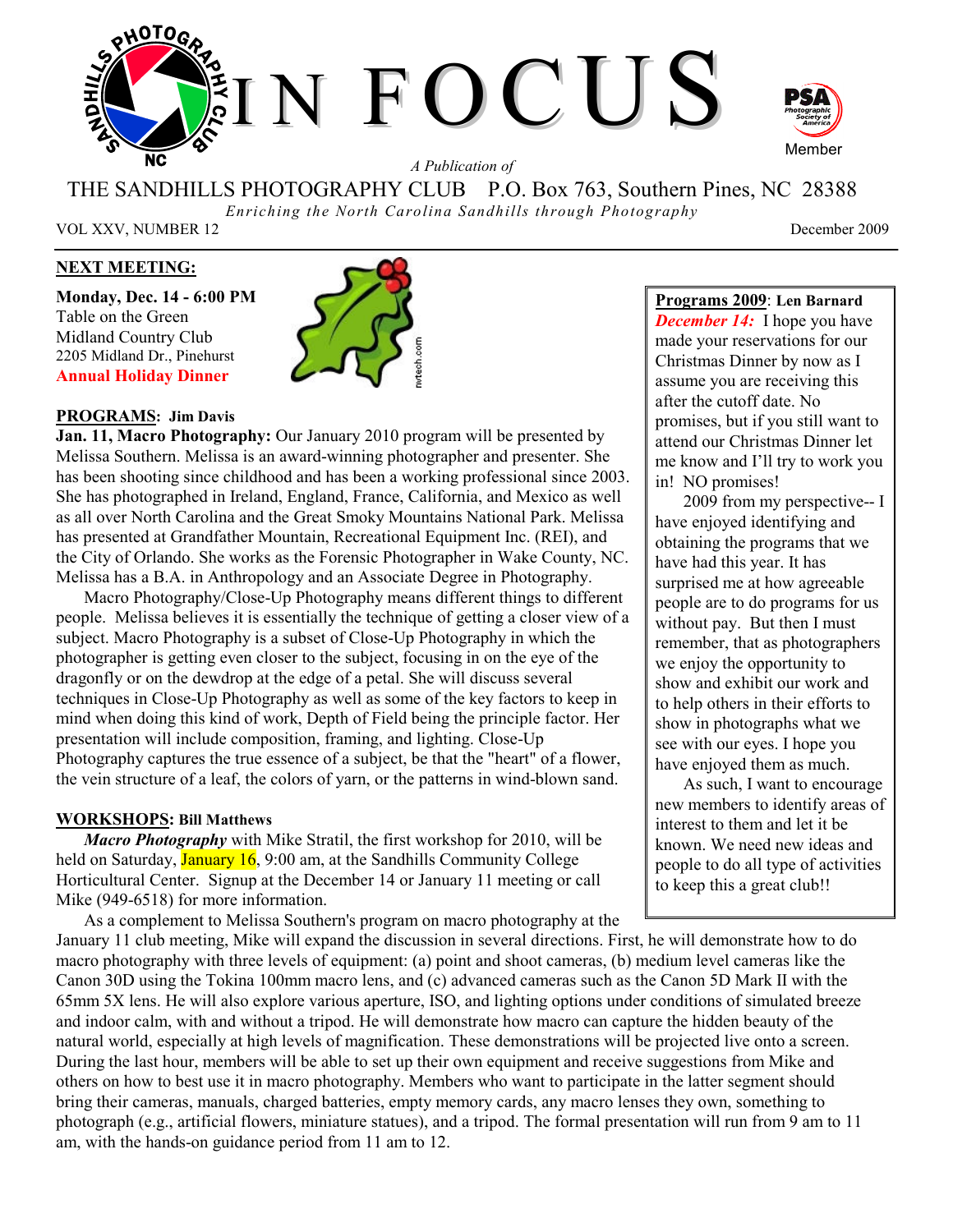# IN FOCUS

*A Publication of*

THE SANDHILLS PHOTOGRAPHY CLUB P.O. Box 763, Southern Pines, NC 28388

*Enriching the North Carolina Sandhills through Photography*

VOL XXV, NUMBER 12 December 2009

## NEXT MEETING:

**Monday, Dec. 14 - 6:00 PM**
Table on the Green
Midland Country Club
2205 Midland Dr., Pinehurst
**Annual Holiday Dinner**

## PROGRAMS: Jim Davis

**Jan. 11, Macro Photography:** Our January 2010 program will be presented by Melissa Southern. Melissa is an award-winning photographer and presenter. She has been shooting since childhood and has been a working professional since 2003. She has photographed in Ireland, England, France, California, and Mexico as well as all over North Carolina and the Great Smoky Mountains National Park. Melissa has presented at Grandfather Mountain, Recreational Equipment Inc. (REI), and the City of Orlando. She works as the Forensic Photographer in Wake County, NC. Melissa has a B.A. in Anthropology and an Associate Degree in Photography.

Macro Photography/Close-Up Photography means different things to different people. Melissa believes it is essentially the technique of getting a closer view of a subject. Macro Photography is a subset of Close-Up Photography in which the photographer is getting even closer to the subject, focusing in on the eye of the dragonfly or on the dewdrop at the edge of a petal. She will discuss several techniques in Close-Up Photography as well as some of the key factors to keep in mind when doing this kind of work, Depth of Field being the principle factor. Her presentation will include composition, framing, and lighting. Close-Up Photography captures the true essence of a subject, be that the "heart" of a flower, the vein structure of a leaf, the colors of yarn, or the patterns in wind-blown sand.

## WORKSHOPS: Bill Matthews

***Macro Photography*** with Mike Stratil, the first workshop for 2010, will be held on Saturday, January 16, 9:00 am, at the Sandhills Community College Horticultural Center. Signup at the December 14 or January 11 meeting or call Mike (949-6518) for more information.

As a complement to Melissa Southern's program on macro photography at the January 11 club meeting, Mike will expand the discussion in several directions. First, he will demonstrate how to do macro photography with three levels of equipment: (a) point and shoot cameras, (b) medium level cameras like the Canon 30D using the Tokina 100mm macro lens, and (c) advanced cameras such as the Canon 5D Mark II with the 65mm 5X lens. He will also explore various aperture, ISO, and lighting options under conditions of simulated breeze and indoor calm, with and without a tripod. He will demonstrate how macro can capture the hidden beauty of the natural world, especially at high levels of magnification. These demonstrations will be projected live onto a screen. During the last hour, members will be able to set up their own equipment and receive suggestions from Mike and others on how to best use it in macro photography. Members who want to participate in the latter segment should bring their cameras, manuals, charged batteries, empty memory cards, any macro lenses they own, something to photograph (e.g., artificial flowers, miniature statues), and a tripod. The formal presentation will run from 9 am to 11 am, with the hands-on guidance period from 11 am to 12.

## Programs 2009: Len Barnard

***December 14:*** I hope you have made your reservations for our Christmas Dinner by now as I assume you are receiving this after the cutoff date. No promises, but if you still want to attend our Christmas Dinner let me know and I'll try to work you in! NO promises!

2009 from my perspective-- I have enjoyed identifying and obtaining the programs that we have had this year. It has surprised me at how agreeable people are to do programs for us without pay. But then I must remember, that as photographers we enjoy the opportunity to show and exhibit our work and to help others in their efforts to show in photographs what we see with our eyes. I hope you have enjoyed them as much.

As such, I want to encourage new members to identify areas of interest to them and let it be known. We need new ideas and people to do all type of activities to keep this a great club!!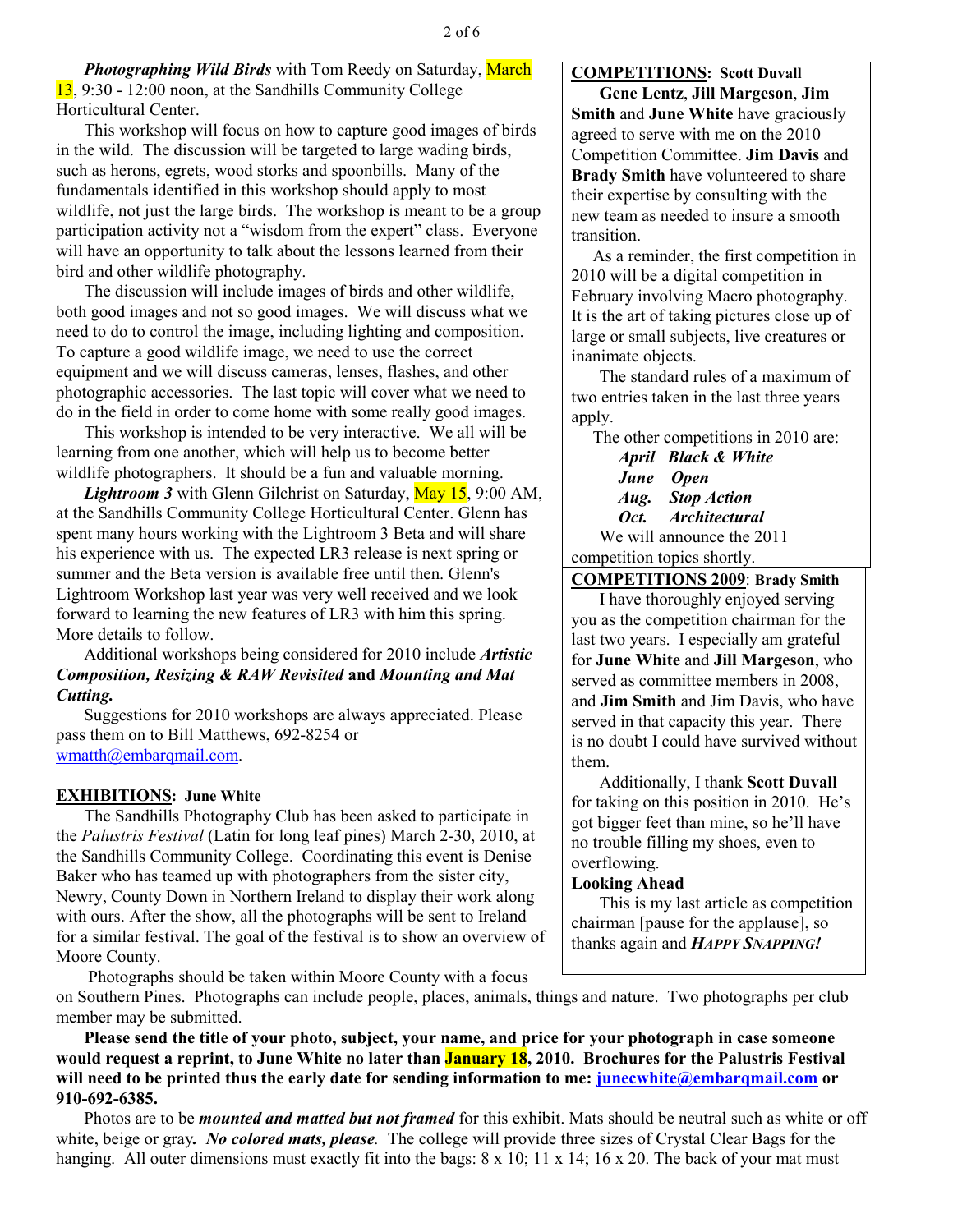***Photographing Wild Birds*** with Tom Reedy on Saturday, March 13, 9:30 - 12:00 noon, at the Sandhills Community College Horticultural Center.

This workshop will focus on how to capture good images of birds in the wild. The discussion will be targeted to large wading birds, such as herons, egrets, wood storks and spoonbills. Many of the fundamentals identified in this workshop should apply to most wildlife, not just the large birds. The workshop is meant to be a group participation activity not a "wisdom from the expert" class. Everyone will have an opportunity to talk about the lessons learned from their bird and other wildlife photography.

The discussion will include images of birds and other wildlife, both good images and not so good images. We will discuss what we need to do to control the image, including lighting and composition. To capture a good wildlife image, we need to use the correct equipment and we will discuss cameras, lenses, flashes, and other photographic accessories. The last topic will cover what we need to do in the field in order to come home with some really good images.

This workshop is intended to be very interactive. We all will be learning from one another, which will help us to become better wildlife photographers. It should be a fun and valuable morning.

***Lightroom 3*** with Glenn Gilchrist on Saturday, May 15, 9:00 AM, at the Sandhills Community College Horticultural Center. Glenn has spent many hours working with the Lightroom 3 Beta and will share his experience with us. The expected LR3 release is next spring or summer and the Beta version is available free until then. Glenn's Lightroom Workshop last year was very well received and we look forward to learning the new features of LR3 with him this spring. More details to follow.

Additional workshops being considered for 2010 include ***Artistic Composition, Resizing & RAW Revisited*** **and** ***Mounting and Mat Cutting.***

Suggestions for 2010 workshops are always appreciated. Please pass them on to Bill Matthews, 692-8254 or wmatth@embarqmail.com.

## EXHIBITIONS: June White

The Sandhills Photography Club has been asked to participate in the *Palustris Festival* (Latin for long leaf pines) March 2-30, 2010, at the Sandhills Community College. Coordinating this event is Denise Baker who has teamed up with photographers from the sister city, Newry, County Down in Northern Ireland to display their work along with ours. After the show, all the photographs will be sent to Ireland for a similar festival. The goal of the festival is to show an overview of Moore County.

Photographs should be taken within Moore County with a focus on Southern Pines. Photographs can include people, places, animals, things and nature. Two photographs per club member may be submitted.

**Please send the title of your photo, subject, your name, and price for your photograph in case someone would request a reprint, to June White no later than January 18, 2010. Brochures for the Palustris Festival will need to be printed thus the early date for sending information to me: junecwhite@embarqmail.com or 910-692-6385.**

Photos are to be ***mounted and matted but not framed*** for this exhibit. Mats should be neutral such as white or off white, beige or gray**.** ***No colored mats, please.*** The college will provide three sizes of Crystal Clear Bags for the hanging. All outer dimensions must exactly fit into the bags: 8 x 10; 11 x 14; 16 x 20. The back of your mat must

## COMPETITIONS: Scott Duvall

**Gene Lentz**, **Jill Margeson**, **Jim Smith** and **June White** have graciously agreed to serve with me on the 2010 Competition Committee. **Jim Davis** and **Brady Smith** have volunteered to share their expertise by consulting with the new team as needed to insure a smooth transition.

As a reminder, the first competition in 2010 will be a digital competition in February involving Macro photography. It is the art of taking pictures close up of large or small subjects, live creatures or inanimate objects.

The standard rules of a maximum of two entries taken in the last three years apply.

The other competitions in 2010 are:

***April Black & White***
***June Open***
***Aug. Stop Action***
***Oct. Architectural***

We will announce the 2011 competition topics shortly.

## COMPETITIONS 2009: Brady Smith

I have thoroughly enjoyed serving you as the competition chairman for the last two years. I especially am grateful for **June White** and **Jill Margeson**, who served as committee members in 2008, and **Jim Smith** and Jim Davis, who have served in that capacity this year. There is no doubt I could have survived without them.

Additionally, I thank **Scott Duvall** for taking on this position in 2010. He's got bigger feet than mine, so he'll have no trouble filling my shoes, even to overflowing.

**Looking Ahead**

This is my last article as competition chairman [pause for the applause], so thanks again and ***HAPPY SNAPPING!***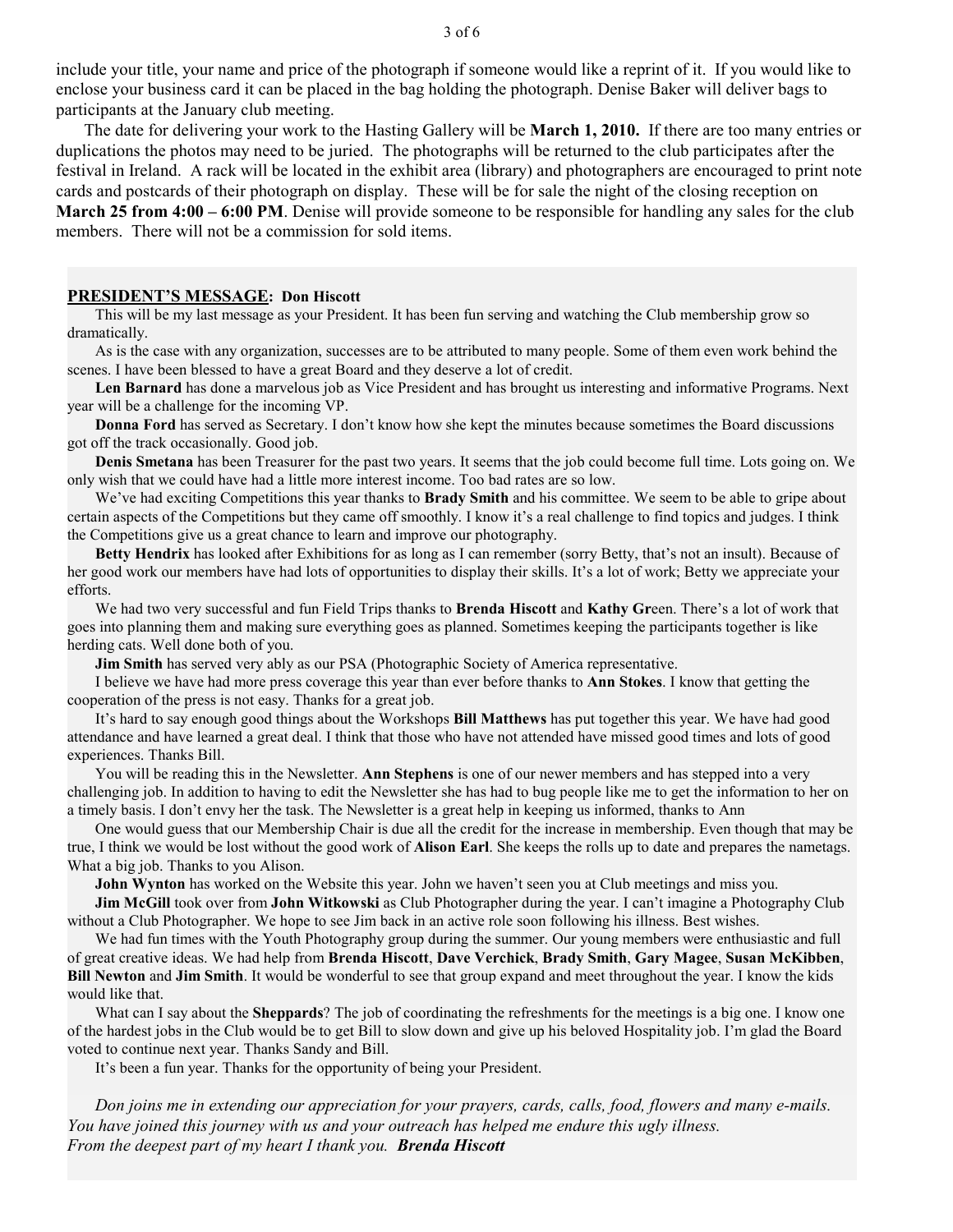include your title, your name and price of the photograph if someone would like a reprint of it. If you would like to enclose your business card it can be placed in the bag holding the photograph. Denise Baker will deliver bags to participants at the January club meeting.

The date for delivering your work to the Hasting Gallery will be **March 1, 2010.** If there are too many entries or duplications the photos may need to be juried. The photographs will be returned to the club participates after the festival in Ireland. A rack will be located in the exhibit area (library) and photographers are encouraged to print note cards and postcards of their photograph on display. These will be for sale the night of the closing reception on **March 25 from 4:00 – 6:00 PM**. Denise will provide someone to be responsible for handling any sales for the club members. There will not be a commission for sold items.

## PRESIDENT'S MESSAGE: Don Hiscott

This will be my last message as your President. It has been fun serving and watching the Club membership grow so dramatically.

As is the case with any organization, successes are to be attributed to many people. Some of them even work behind the scenes. I have been blessed to have a great Board and they deserve a lot of credit.

**Len Barnard** has done a marvelous job as Vice President and has brought us interesting and informative Programs. Next year will be a challenge for the incoming VP.

**Donna Ford** has served as Secretary. I don't know how she kept the minutes because sometimes the Board discussions got off the track occasionally. Good job.

**Denis Smetana** has been Treasurer for the past two years. It seems that the job could become full time. Lots going on. We only wish that we could have had a little more interest income. Too bad rates are so low.

We've had exciting Competitions this year thanks to **Brady Smith** and his committee. We seem to be able to gripe about certain aspects of the Competitions but they came off smoothly. I know it's a real challenge to find topics and judges. I think the Competitions give us a great chance to learn and improve our photography.

**Betty Hendrix** has looked after Exhibitions for as long as I can remember (sorry Betty, that's not an insult). Because of her good work our members have had lots of opportunities to display their skills. It's a lot of work; Betty we appreciate your efforts.

We had two very successful and fun Field Trips thanks to **Brenda Hiscott** and **Kathy Gr**een. There's a lot of work that goes into planning them and making sure everything goes as planned. Sometimes keeping the participants together is like herding cats. Well done both of you.

**Jim Smith** has served very ably as our PSA (Photographic Society of America representative.

I believe we have had more press coverage this year than ever before thanks to **Ann Stokes**. I know that getting the cooperation of the press is not easy. Thanks for a great job.

It's hard to say enough good things about the Workshops **Bill Matthews** has put together this year. We have had good attendance and have learned a great deal. I think that those who have not attended have missed good times and lots of good experiences. Thanks Bill.

You will be reading this in the Newsletter. **Ann Stephens** is one of our newer members and has stepped into a very challenging job. In addition to having to edit the Newsletter she has had to bug people like me to get the information to her on a timely basis. I don't envy her the task. The Newsletter is a great help in keeping us informed, thanks to Ann

One would guess that our Membership Chair is due all the credit for the increase in membership. Even though that may be true, I think we would be lost without the good work of **Alison Earl**. She keeps the rolls up to date and prepares the nametags. What a big job. Thanks to you Alison.

**John Wynton** has worked on the Website this year. John we haven't seen you at Club meetings and miss you.

**Jim McGill** took over from **John Witkowski** as Club Photographer during the year. I can't imagine a Photography Club without a Club Photographer. We hope to see Jim back in an active role soon following his illness. Best wishes.

We had fun times with the Youth Photography group during the summer. Our young members were enthusiastic and full of great creative ideas. We had help from **Brenda Hiscott**, **Dave Verchick**, **Brady Smith**, **Gary Magee**, **Susan McKibben**, **Bill Newton** and **Jim Smith**. It would be wonderful to see that group expand and meet throughout the year. I know the kids would like that.

What can I say about the **Sheppards**? The job of coordinating the refreshments for the meetings is a big one. I know one of the hardest jobs in the Club would be to get Bill to slow down and give up his beloved Hospitality job. I'm glad the Board voted to continue next year. Thanks Sandy and Bill.

It's been a fun year. Thanks for the opportunity of being your President.

*Don joins me in extending our appreciation for your prayers, cards, calls, food, flowers and many e-mails. You have joined this journey with us and your outreach has helped me endure this ugly illness. From the deepest part of my heart I thank you.* ***Brenda Hiscott***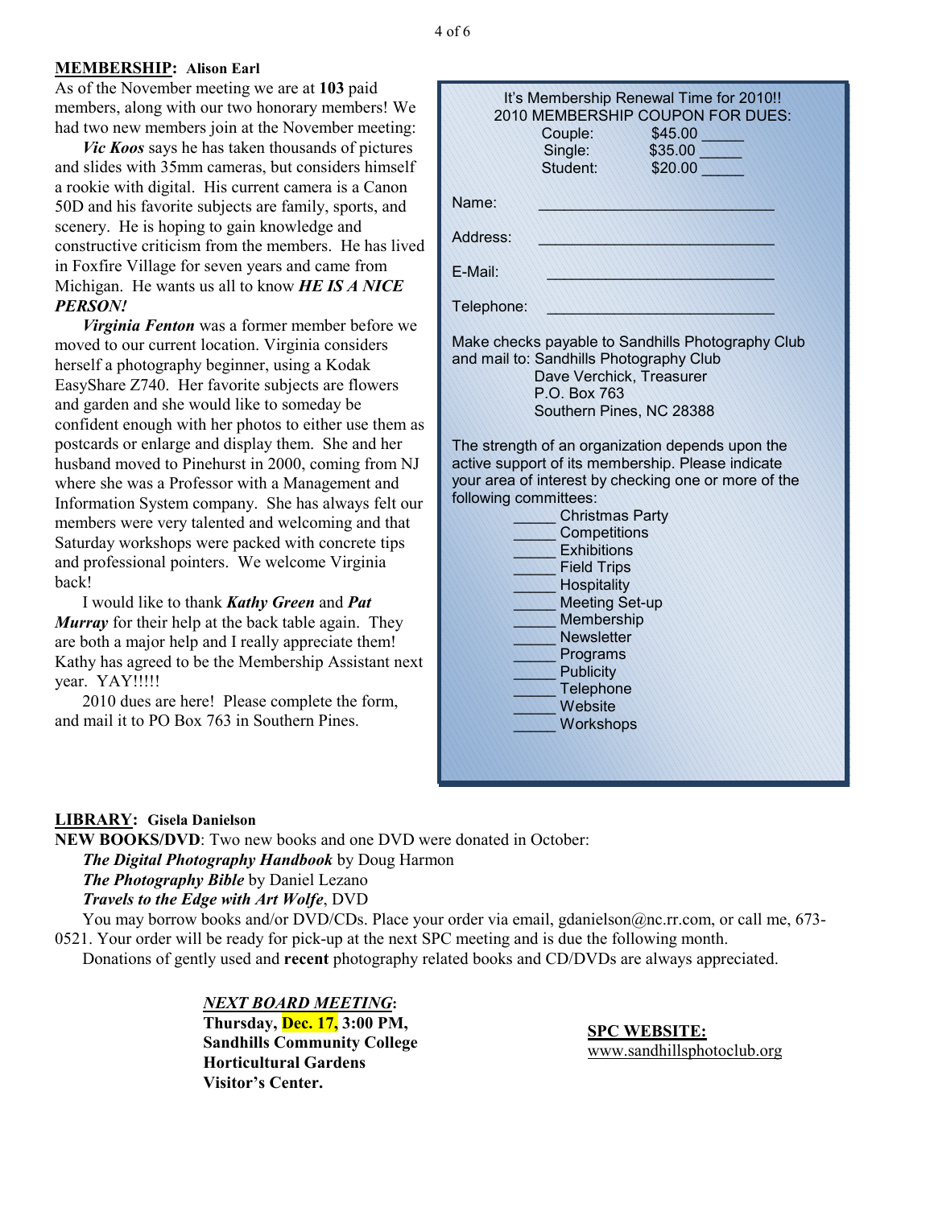## MEMBERSHIP: Alison Earl

As of the November meeting we are at **103** paid members, along with our two honorary members! We had two new members join at the November meeting:

***Vic Koos*** says he has taken thousands of pictures and slides with 35mm cameras, but considers himself a rookie with digital. His current camera is a Canon 50D and his favorite subjects are family, sports, and scenery. He is hoping to gain knowledge and constructive criticism from the members. He has lived in Foxfire Village for seven years and came from Michigan. He wants us all to know ***HE IS A NICE PERSON!***

***Virginia Fenton*** was a former member before we moved to our current location. Virginia considers herself a photography beginner, using a Kodak EasyShare Z740. Her favorite subjects are flowers and garden and she would like to someday be confident enough with her photos to either use them as postcards or enlarge and display them. She and her husband moved to Pinehurst in 2000, coming from NJ where she was a Professor with a Management and Information System company. She has always felt our members were very talented and welcoming and that Saturday workshops were packed with concrete tips and professional pointers. We welcome Virginia back!

I would like to thank ***Kathy Green*** and ***Pat Murray*** for their help at the back table again. They are both a major help and I really appreciate them! Kathy has agreed to be the Membership Assistant next year. YAY!!!!!

2010 dues are here! Please complete the form, and mail it to PO Box 763 in Southern Pines.

---

It's Membership Renewal Time for 2010!!
2010 MEMBERSHIP COUPON FOR DUES:

| | | |
|---|---|---|
| Couple: | $45.00 | _____ |
| Single: | $35.00 | _____ |
| Student: | $20.00 | _____ |

Name: ____________________________

Address: ____________________________

E-Mail: ____________________________

Telephone: ____________________________

Make checks payable to Sandhills Photography Club and mail to: Sandhills Photography Club
Dave Verchick, Treasurer
P.O. Box 763
Southern Pines, NC 28388

The strength of an organization depends upon the active support of its membership. Please indicate your area of interest by checking one or more of the following committees:

_____ Christmas Party
_____ Competitions
_____ Exhibitions
_____ Field Trips
_____ Hospitality
_____ Meeting Set-up
_____ Membership
_____ Newsletter
_____ Programs
_____ Publicity
_____ Telephone
_____ Website
_____ Workshops

---

## LIBRARY: Gisela Danielson

**NEW BOOKS/DVD**: Two new books and one DVD were donated in October:

***The Digital Photography Handbook*** by Doug Harmon
***The Photography Bible*** by Daniel Lezano
***Travels to the Edge with Art Wolfe***, DVD

You may borrow books and/or DVD/CDs. Place your order via email, gdanielson@nc.rr.com, or call me, 673-0521. Your order will be ready for pick-up at the next SPC meeting and is due the following month.

Donations of gently used and **recent** photography related books and CD/DVDs are always appreciated.

***NEXT BOARD MEETING*:**
**Thursday, Dec. 17, 3:00 PM,**
**Sandhills Community College**
**Horticultural Gardens**
**Visitor's Center.**

**SPC WEBSITE:**
www.sandhillsphotoclub.org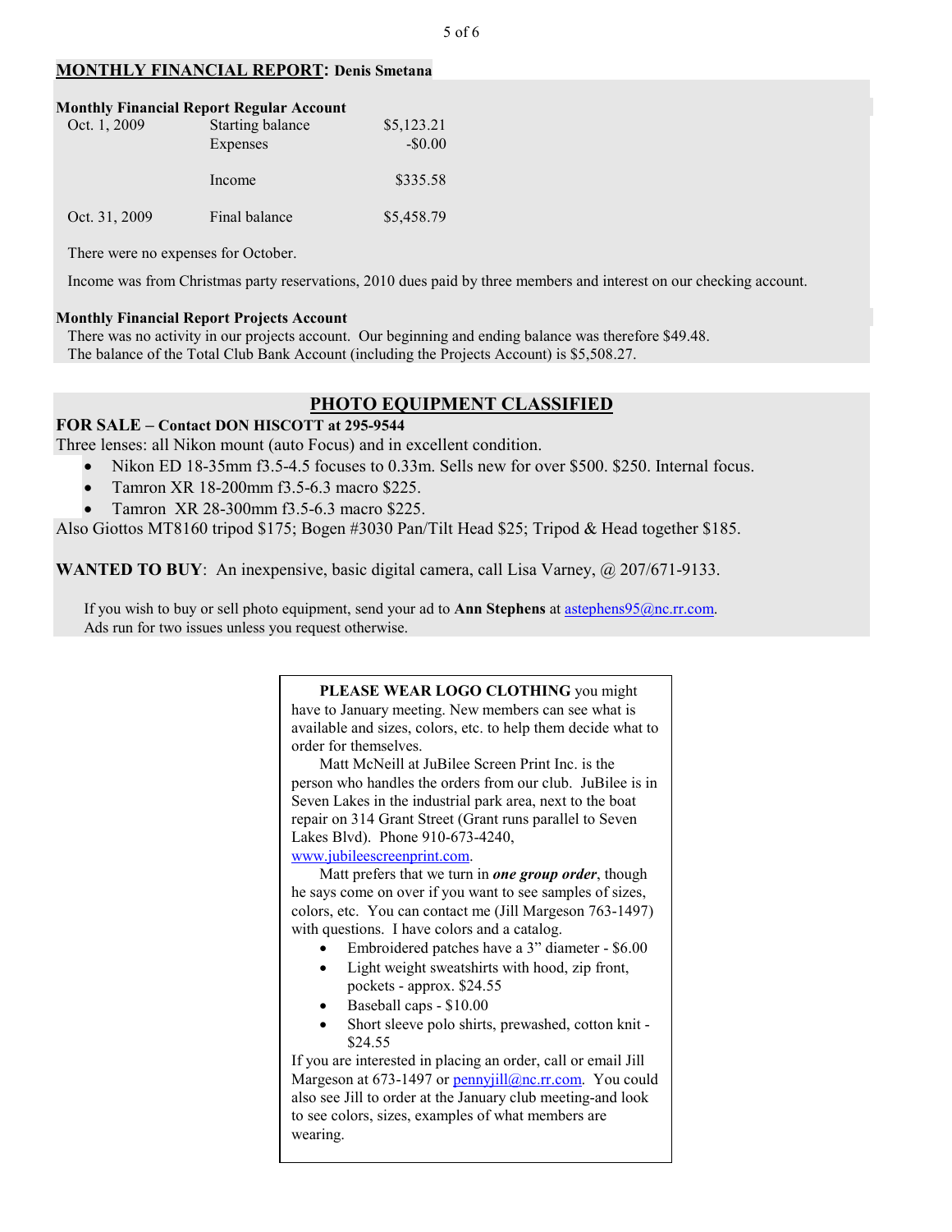## MONTHLY FINANCIAL REPORT: Denis Smetana

**Monthly Financial Report Regular Account**

| | | |
|---|---|---|
| Oct. 1, 2009 | Starting balance | $5,123.21 |
| | Expenses | -$0.00 |
| | Income | $335.58 |
| Oct. 31, 2009 | Final balance | $5,458.79 |

There were no expenses for October.

Income was from Christmas party reservations, 2010 dues paid by three members and interest on our checking account.

**Monthly Financial Report Projects Account**

There was no activity in our projects account. Our beginning and ending balance was therefore $49.48.
The balance of the Total Club Bank Account (including the Projects Account) is $5,508.27.

## PHOTO EQUIPMENT CLASSIFIED

**FOR SALE – Contact DON HISCOTT at 295-9544**

Three lenses: all Nikon mount (auto Focus) and in excellent condition.

- Nikon ED 18-35mm f3.5-4.5 focuses to 0.33m. Sells new for over $500. $250. Internal focus.
- Tamron XR 18-200mm f3.5-6.3 macro $225.
- Tamron XR 28-300mm f3.5-6.3 macro $225.

Also Giottos MT8160 tripod $175; Bogen #3030 Pan/Tilt Head $25; Tripod & Head together $185.

**WANTED TO BUY**: An inexpensive, basic digital camera, call Lisa Varney, @ 207/671-9133.

If you wish to buy or sell photo equipment, send your ad to **Ann Stephens** at astephens95@nc.rr.com.
Ads run for two issues unless you request otherwise.

**PLEASE WEAR LOGO CLOTHING** you might have to January meeting. New members can see what is available and sizes, colors, etc. to help them decide what to order for themselves.

Matt McNeill at JuBilee Screen Print Inc. is the person who handles the orders from our club. JuBilee is in Seven Lakes in the industrial park area, next to the boat repair on 314 Grant Street (Grant runs parallel to Seven Lakes Blvd). Phone 910-673-4240, www.jubileescreenprint.com.

Matt prefers that we turn in ***one group order***, though he says come on over if you want to see samples of sizes, colors, etc. You can contact me (Jill Margeson 763-1497) with questions. I have colors and a catalog.

- Embroidered patches have a 3" diameter - $6.00
- Light weight sweatshirts with hood, zip front, pockets - approx. $24.55
- Baseball caps - $10.00
- Short sleeve polo shirts, prewashed, cotton knit - $24.55

If you are interested in placing an order, call or email Jill Margeson at 673-1497 or pennyjill@nc.rr.com. You could also see Jill to order at the January club meeting-and look to see colors, sizes, examples of what members are wearing.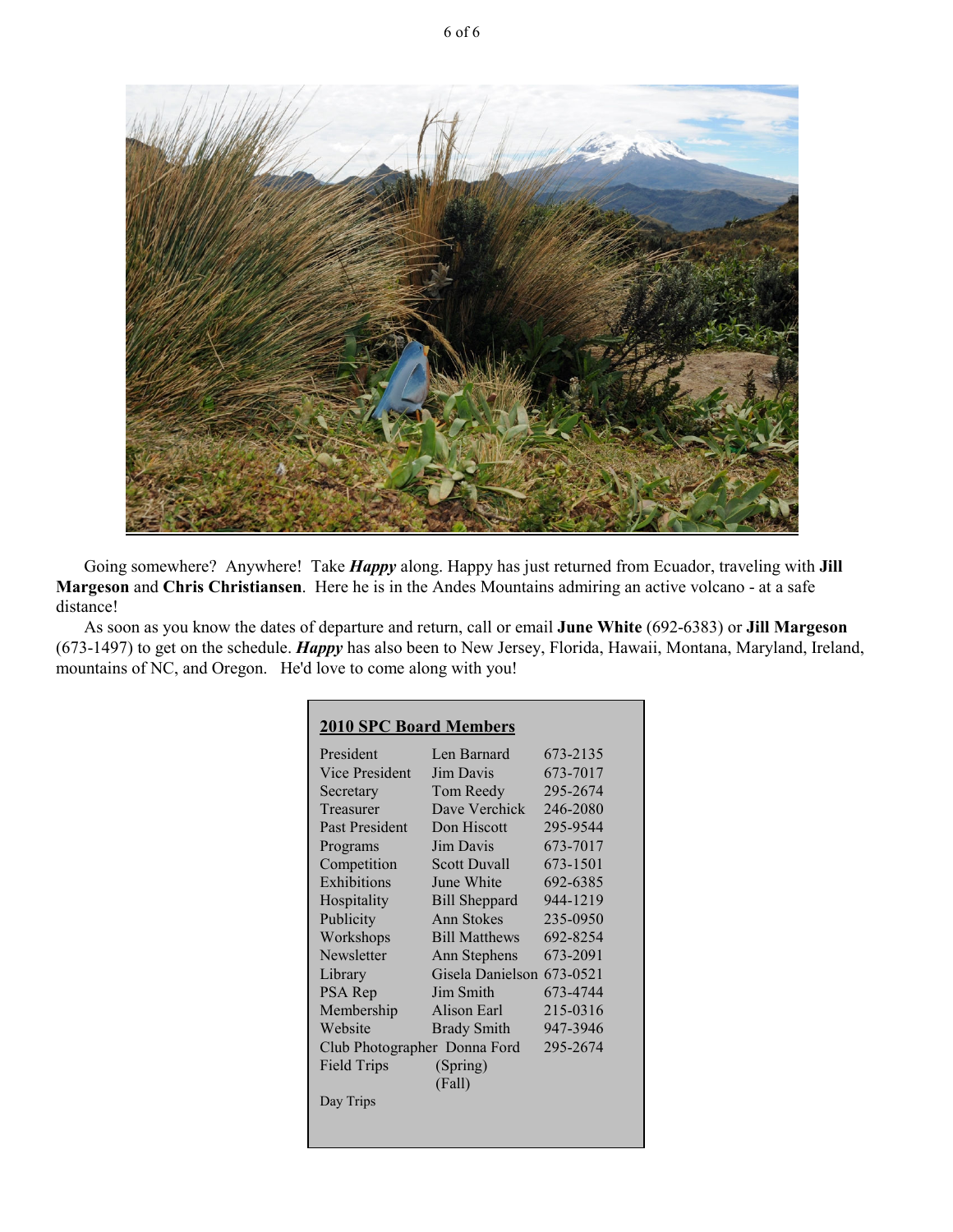Going somewhere? Anywhere! Take ***Happy*** along. Happy has just returned from Ecuador, traveling with **Jill Margeson** and **Chris Christiansen**. Here he is in the Andes Mountains admiring an active volcano - at a safe distance!

As soon as you know the dates of departure and return, call or email **June White** (692-6383) or **Jill Margeson** (673-1497) to get on the schedule. ***Happy*** has also been to New Jersey, Florida, Hawaii, Montana, Maryland, Ireland, mountains of NC, and Oregon. He'd love to come along with you!

**2010 SPC Board Members**

| | | |
|---|---|---|
| President | Len Barnard | 673-2135 |
| Vice President | Jim Davis | 673-7017 |
| Secretary | Tom Reedy | 295-2674 |
| Treasurer | Dave Verchick | 246-2080 |
| Past President | Don Hiscott | 295-9544 |
| Programs | Jim Davis | 673-7017 |
| Competition | Scott Duvall | 673-1501 |
| Exhibitions | June White | 692-6385 |
| Hospitality | Bill Sheppard | 944-1219 |
| Publicity | Ann Stokes | 235-0950 |
| Workshops | Bill Matthews | 692-8254 |
| Newsletter | Ann Stephens | 673-2091 |
| Library | Gisela Danielson | 673-0521 |
| PSA Rep | Jim Smith | 673-4744 |
| Membership | Alison Earl | 215-0316 |
| Website | Brady Smith | 947-3946 |
| Club Photographer | Donna Ford | 295-2674 |
| Field Trips | (Spring) | |
| | (Fall) | |
| Day Trips | | |